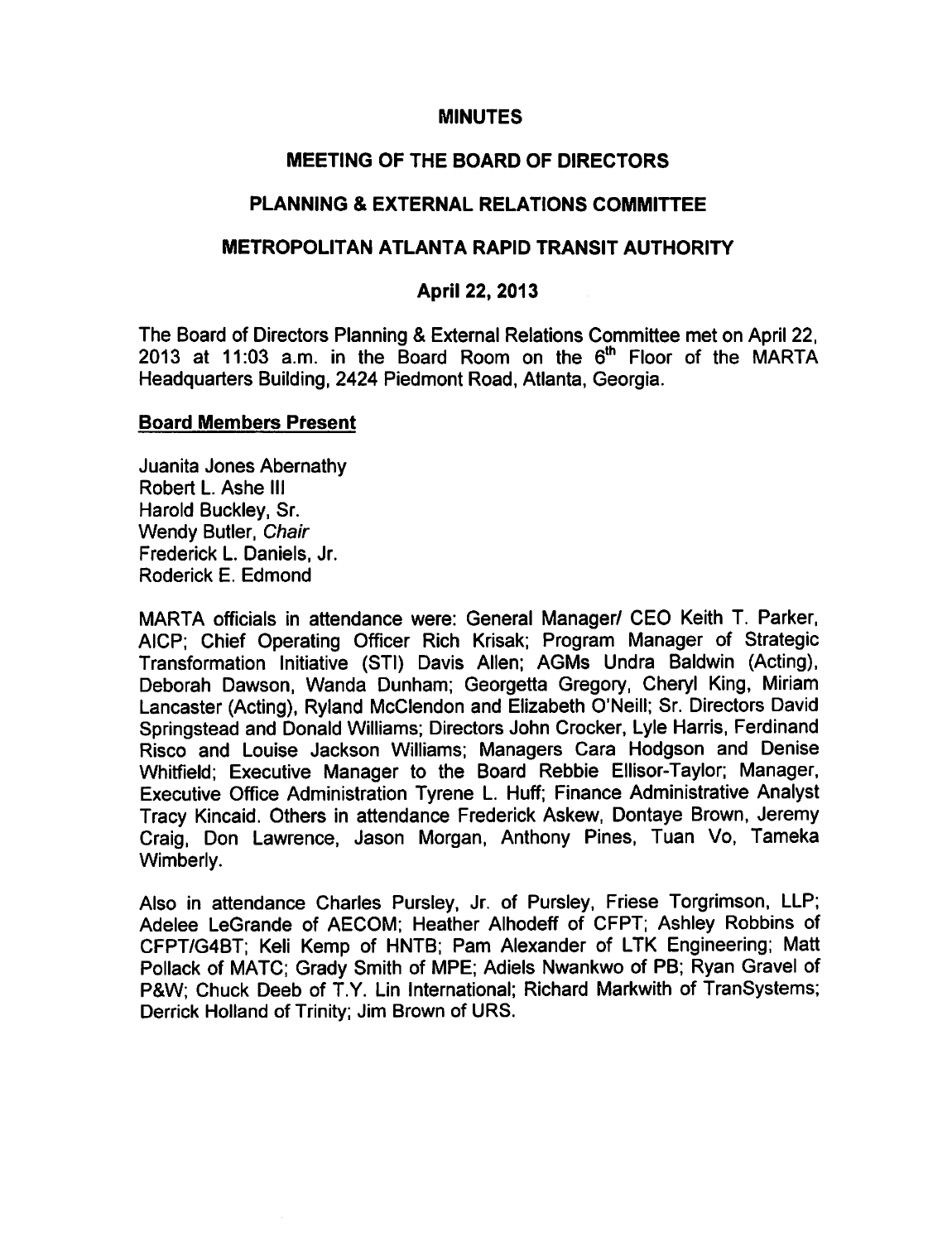# MINUTES

## MEETING OF THE BOARD OF DIRECTORS

## PLANNING & EXTERNAL RELATIONS COMMITTEE

## METROPOLITAN ATLANTA RAPID TRANSIT AUTHORITY

## April 22, 2013

The Board of Directors Planning & External Relations Committee met on April 22, 2013 at 11:03 a.m. in the Board Room on the 6th Floor of the MARTA Headquarters Building, 2424 Piedmont Road, Atlanta, Georgia.

**Board Members Present**

Juanita Jones Abernathy
Robert L. Ashe III
Harold Buckley, Sr.
Wendy Butler, *Chair*
Frederick L. Daniels, Jr.
Roderick E. Edmond

MARTA officials in attendance were: General Manager/ CEO Keith T. Parker, AICP; Chief Operating Officer Rich Krisak; Program Manager of Strategic Transformation Initiative (STI) Davis Allen; AGMs Undra Baldwin (Acting), Deborah Dawson, Wanda Dunham; Georgetta Gregory, Cheryl King, Miriam Lancaster (Acting), Ryland McClendon and Elizabeth O'Neill; Sr. Directors David Springstead and Donald Williams; Directors John Crocker, Lyle Harris, Ferdinand Risco and Louise Jackson Williams; Managers Cara Hodgson and Denise Whitfield; Executive Manager to the Board Rebbie Ellisor-Taylor; Manager, Executive Office Administration Tyrene L. Huff; Finance Administrative Analyst Tracy Kincaid. Others in attendance Frederick Askew, Dontaye Brown, Jeremy Craig, Don Lawrence, Jason Morgan, Anthony Pines, Tuan Vo, Tameka Wimberly.

Also in attendance Charles Pursley, Jr. of Pursley, Friese Torgrimson, LLP; Adelee LeGrande of AECOM; Heather Alhodeff of CFPT; Ashley Robbins of CFPT/G4BT; Keli Kemp of HNTB; Pam Alexander of LTK Engineering; Matt Pollack of MATC; Grady Smith of MPE; Adiels Nwankwo of PB; Ryan Gravel of P&W; Chuck Deeb of T.Y. Lin International; Richard Markwith of TranSystems; Derrick Holland of Trinity; Jim Brown of URS.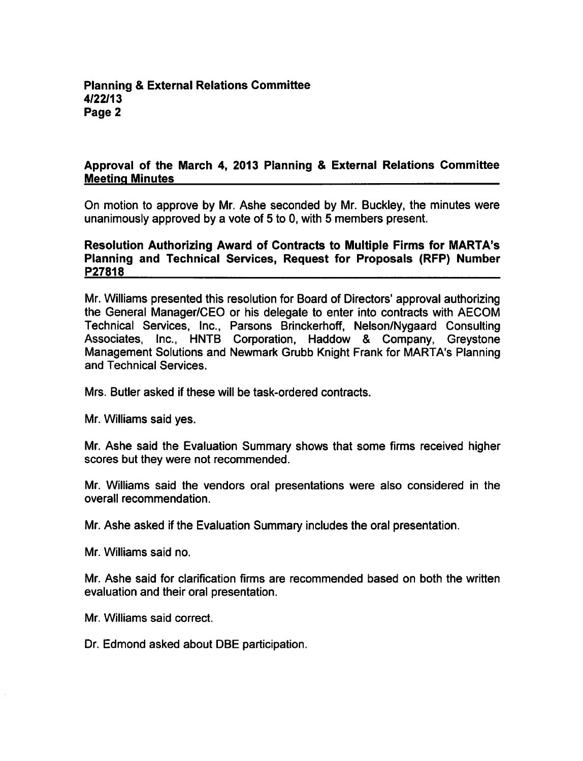## Approval of the March 4, 2013 Planning & External Relations Committee Meeting Minutes

On motion to approve by Mr. Ashe seconded by Mr. Buckley, the minutes were unanimously approved by a vote of 5 to 0, with 5 members present.

## Resolution Authorizing Award of Contracts to Multiple Firms for MARTA's Planning and Technical Services, Request for Proposals (RFP) Number P27818

Mr. Williams presented this resolution for Board of Directors' approval authorizing the General Manager/CEO or his delegate to enter into contracts with AECOM Technical Services, Inc., Parsons Brinckerhoff, Nelson/Nygaard Consulting Associates, Inc., HNTB Corporation, Haddow & Company, Greystone Management Solutions and Newmark Grubb Knight Frank for MARTA's Planning and Technical Services.

Mrs. Butler asked if these will be task-ordered contracts.

Mr. Williams said yes.

Mr. Ashe said the Evaluation Summary shows that some firms received higher scores but they were not recommended.

Mr. Williams said the vendors oral presentations were also considered in the overall recommendation.

Mr. Ashe asked if the Evaluation Summary includes the oral presentation.

Mr. Williams said no.

Mr. Ashe said for clarification firms are recommended based on both the written evaluation and their oral presentation.

Mr. Williams said correct.

Dr. Edmond asked about DBE participation.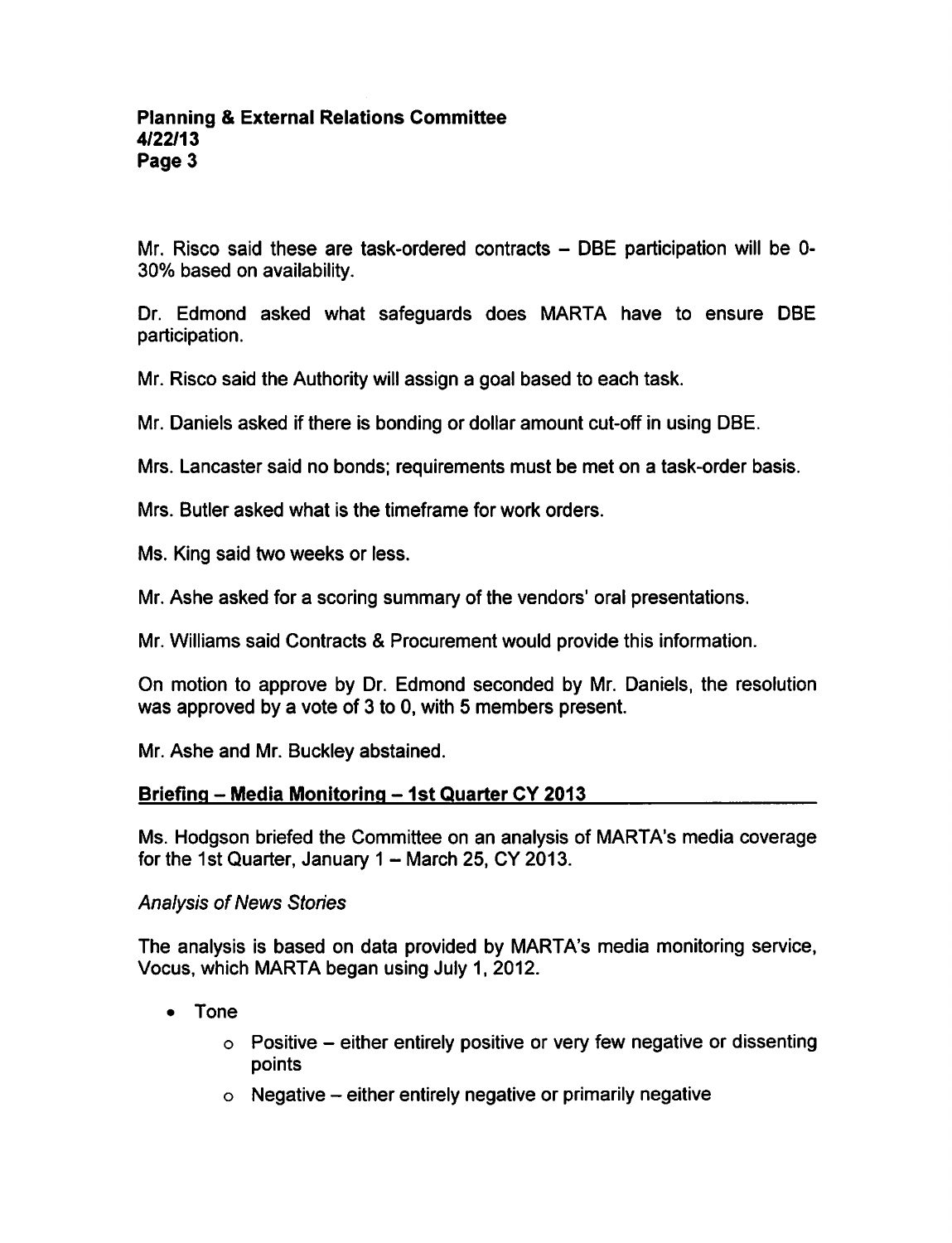Mr. Risco said these are task-ordered contracts – DBE participation will be 0-30% based on availability.

Dr. Edmond asked what safeguards does MARTA have to ensure DBE participation.

Mr. Risco said the Authority will assign a goal based to each task.

Mr. Daniels asked if there is bonding or dollar amount cut-off in using DBE.

Mrs. Lancaster said no bonds; requirements must be met on a task-order basis.

Mrs. Butler asked what is the timeframe for work orders.

Ms. King said two weeks or less.

Mr. Ashe asked for a scoring summary of the vendors' oral presentations.

Mr. Williams said Contracts & Procurement would provide this information.

On motion to approve by Dr. Edmond seconded by Mr. Daniels, the resolution was approved by a vote of 3 to 0, with 5 members present.

Mr. Ashe and Mr. Buckley abstained.

## Briefing – Media Monitoring – 1st Quarter CY 2013

Ms. Hodgson briefed the Committee on an analysis of MARTA's media coverage for the 1st Quarter, January 1 – March 25, CY 2013.

*Analysis of News Stories*

The analysis is based on data provided by MARTA's media monitoring service, Vocus, which MARTA began using July 1, 2012.

- Tone
  - Positive – either entirely positive or very few negative or dissenting points
  - Negative – either entirely negative or primarily negative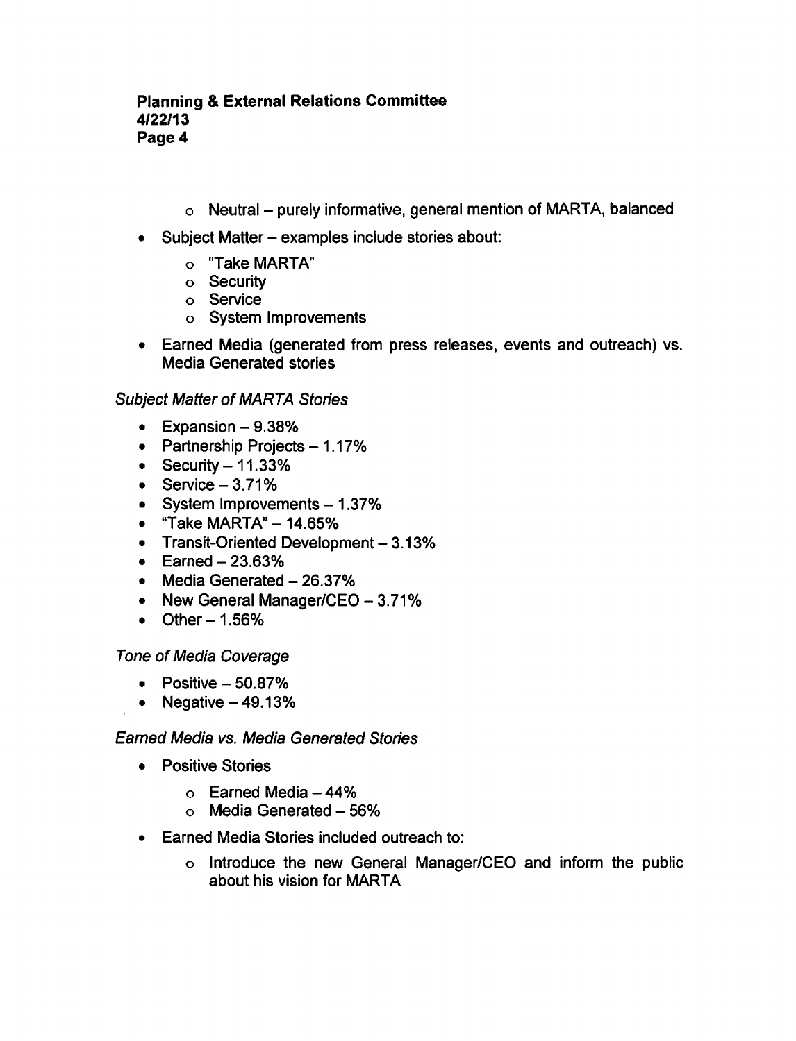- Neutral – purely informative, general mention of MARTA, balanced

- Subject Matter – examples include stories about:
  - "Take MARTA"
  - Security
  - Service
  - System Improvements

- Earned Media (generated from press releases, events and outreach) vs. Media Generated stories

*Subject Matter of MARTA Stories*

- Expansion – 9.38%
- Partnership Projects – 1.17%
- Security – 11.33%
- Service – 3.71%
- System Improvements – 1.37%
- "Take MARTA" – 14.65%
- Transit-Oriented Development – 3.13%
- Earned – 23.63%
- Media Generated – 26.37%
- New General Manager/CEO – 3.71%
- Other – 1.56%

*Tone of Media Coverage*

- Positive – 50.87%
- Negative – 49.13%

*Earned Media vs. Media Generated Stories*

- Positive Stories
  - Earned Media – 44%
  - Media Generated – 56%

- Earned Media Stories included outreach to:
  - Introduce the new General Manager/CEO and inform the public about his vision for MARTA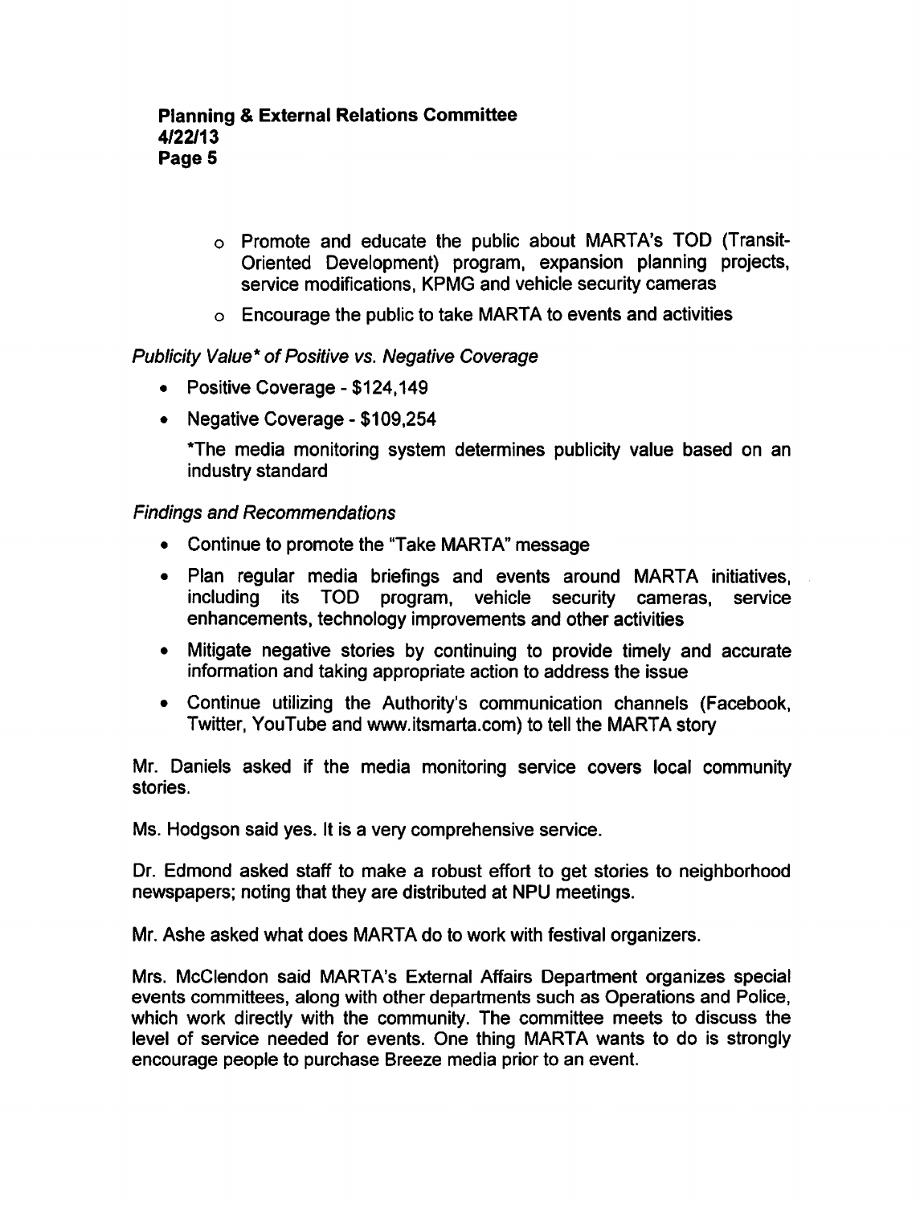- Promote and educate the public about MARTA's TOD (Transit-Oriented Development) program, expansion planning projects, service modifications, KPMG and vehicle security cameras
   - Encourage the public to take MARTA to events and activities

*Publicity Value\* of Positive vs. Negative Coverage*

- Positive Coverage - $124,149
- Negative Coverage - $109,254

  *The media monitoring system determines publicity value based on an industry standard

*Findings and Recommendations*

- Continue to promote the "Take MARTA" message
- Plan regular media briefings and events around MARTA initiatives, including its TOD program, vehicle security cameras, service enhancements, technology improvements and other activities
- Mitigate negative stories by continuing to provide timely and accurate information and taking appropriate action to address the issue
- Continue utilizing the Authority's communication channels (Facebook, Twitter, YouTube and www.itsmarta.com) to tell the MARTA story

Mr. Daniels asked if the media monitoring service covers local community stories.

Ms. Hodgson said yes. It is a very comprehensive service.

Dr. Edmond asked staff to make a robust effort to get stories to neighborhood newspapers; noting that they are distributed at NPU meetings.

Mr. Ashe asked what does MARTA do to work with festival organizers.

Mrs. McClendon said MARTA's External Affairs Department organizes special events committees, along with other departments such as Operations and Police, which work directly with the community. The committee meets to discuss the level of service needed for events. One thing MARTA wants to do is strongly encourage people to purchase Breeze media prior to an event.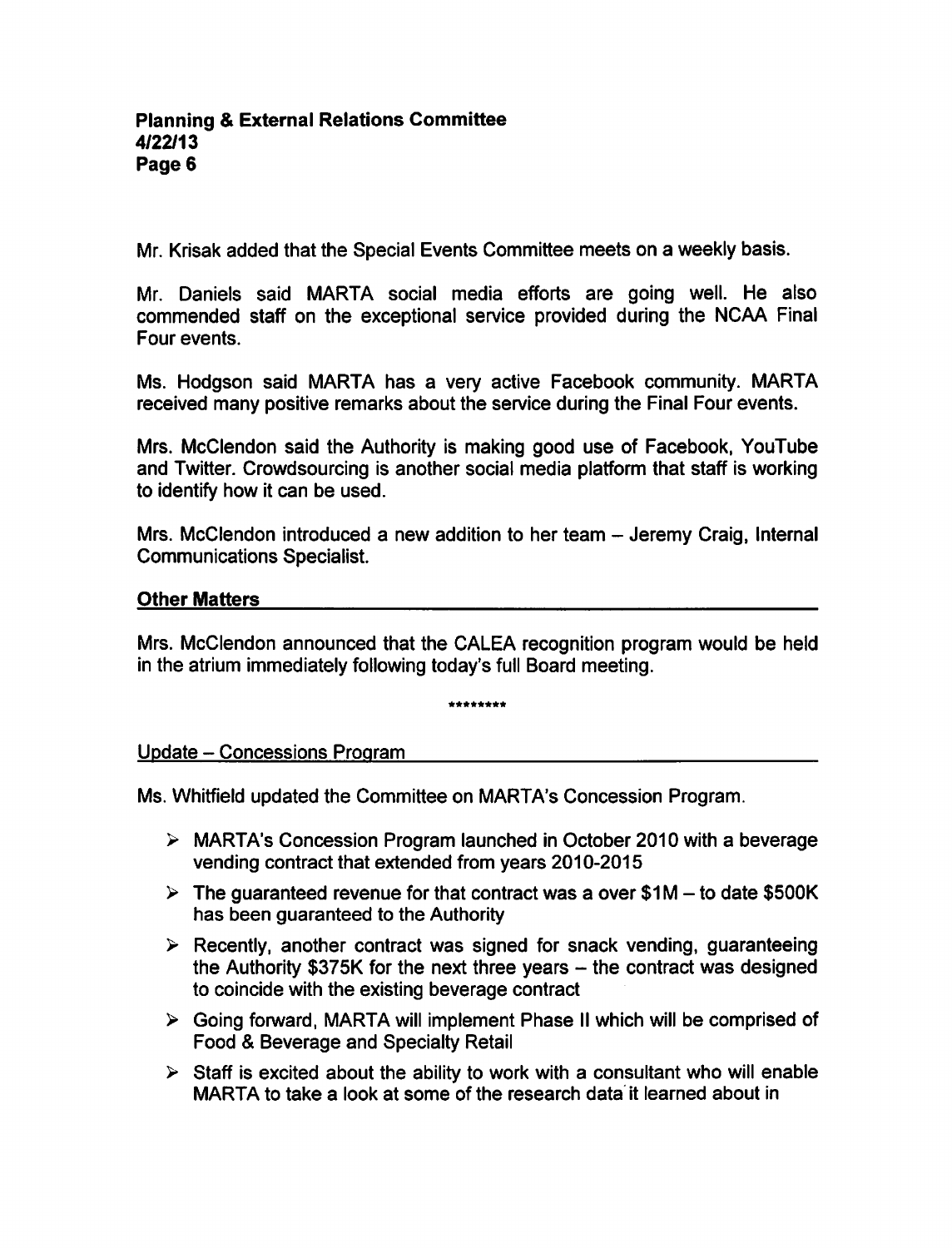Mr. Krisak added that the Special Events Committee meets on a weekly basis.

Mr. Daniels said MARTA social media efforts are going well. He also commended staff on the exceptional service provided during the NCAA Final Four events.

Ms. Hodgson said MARTA has a very active Facebook community. MARTA received many positive remarks about the service during the Final Four events.

Mrs. McClendon said the Authority is making good use of Facebook, YouTube and Twitter. Crowdsourcing is another social media platform that staff is working to identify how it can be used.

Mrs. McClendon introduced a new addition to her team – Jeremy Craig, Internal Communications Specialist.

**Other Matters**

Mrs. McClendon announced that the CALEA recognition program would be held in the atrium immediately following today's full Board meeting.

********

Update – Concessions Program

Ms. Whitfield updated the Committee on MARTA's Concession Program.

- MARTA's Concession Program launched in October 2010 with a beverage vending contract that extended from years 2010-2015
- The guaranteed revenue for that contract was a over $1M – to date $500K has been guaranteed to the Authority
- Recently, another contract was signed for snack vending, guaranteeing the Authority $375K for the next three years – the contract was designed to coincide with the existing beverage contract
- Going forward, MARTA will implement Phase II which will be comprised of Food & Beverage and Specialty Retail
- Staff is excited about the ability to work with a consultant who will enable MARTA to take a look at some of the research data it learned about in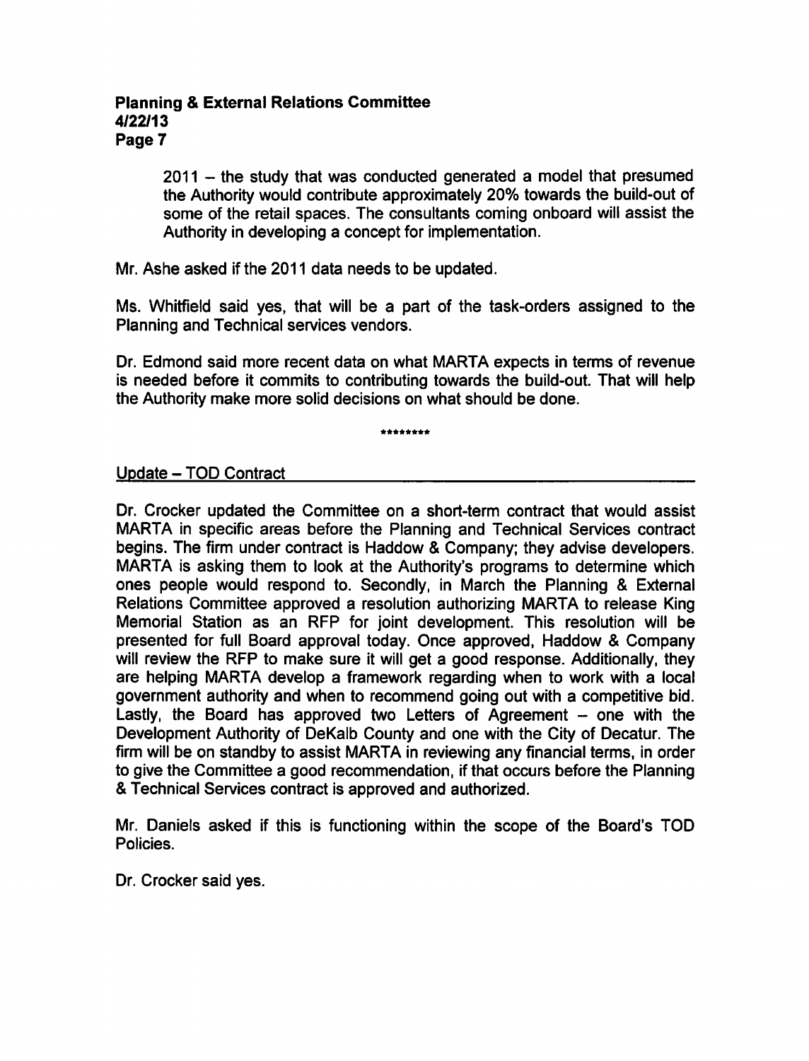2011 – the study that was conducted generated a model that presumed the Authority would contribute approximately 20% towards the build-out of some of the retail spaces. The consultants coming onboard will assist the Authority in developing a concept for implementation.

Mr. Ashe asked if the 2011 data needs to be updated.

Ms. Whitfield said yes, that will be a part of the task-orders assigned to the Planning and Technical services vendors.

Dr. Edmond said more recent data on what MARTA expects in terms of revenue is needed before it commits to contributing towards the build-out. That will help the Authority make more solid decisions on what should be done.

********

Update – TOD Contract

Dr. Crocker updated the Committee on a short-term contract that would assist MARTA in specific areas before the Planning and Technical Services contract begins. The firm under contract is Haddow & Company; they advise developers. MARTA is asking them to look at the Authority's programs to determine which ones people would respond to. Secondly, in March the Planning & External Relations Committee approved a resolution authorizing MARTA to release King Memorial Station as an RFP for joint development. This resolution will be presented for full Board approval today. Once approved, Haddow & Company will review the RFP to make sure it will get a good response. Additionally, they are helping MARTA develop a framework regarding when to work with a local government authority and when to recommend going out with a competitive bid. Lastly, the Board has approved two Letters of Agreement – one with the Development Authority of DeKalb County and one with the City of Decatur. The firm will be on standby to assist MARTA in reviewing any financial terms, in order to give the Committee a good recommendation, if that occurs before the Planning & Technical Services contract is approved and authorized.

Mr. Daniels asked if this is functioning within the scope of the Board's TOD Policies.

Dr. Crocker said yes.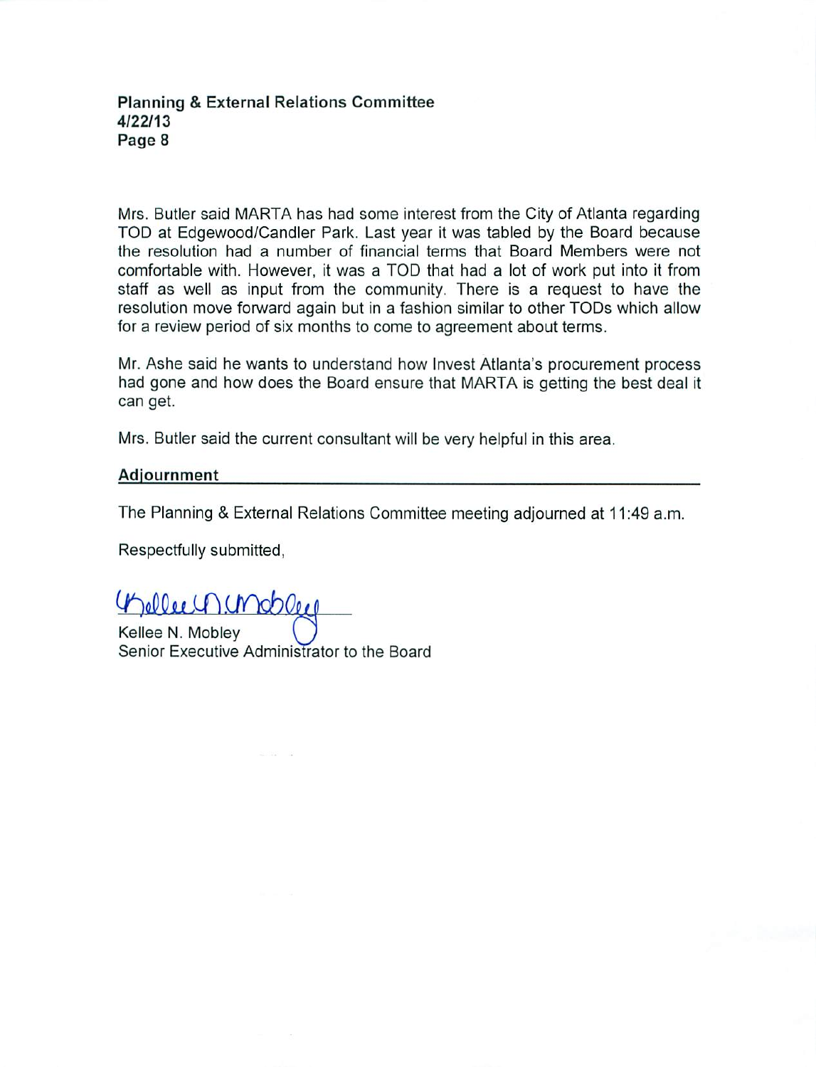Mrs. Butler said MARTA has had some interest from the City of Atlanta regarding TOD at Edgewood/Candler Park. Last year it was tabled by the Board because the resolution had a number of financial terms that Board Members were not comfortable with. However, it was a TOD that had a lot of work put into it from staff as well as input from the community. There is a request to have the resolution move forward again but in a fashion similar to other TODs which allow for a review period of six months to come to agreement about terms.

Mr. Ashe said he wants to understand how Invest Atlanta's procurement process had gone and how does the Board ensure that MARTA is getting the best deal it can get.

Mrs. Butler said the current consultant will be very helpful in this area.

## Adjournment

The Planning & External Relations Committee meeting adjourned at 11:49 a.m.

Respectfully submitted,

Kellee N. Mobley
Senior Executive Administrator to the Board